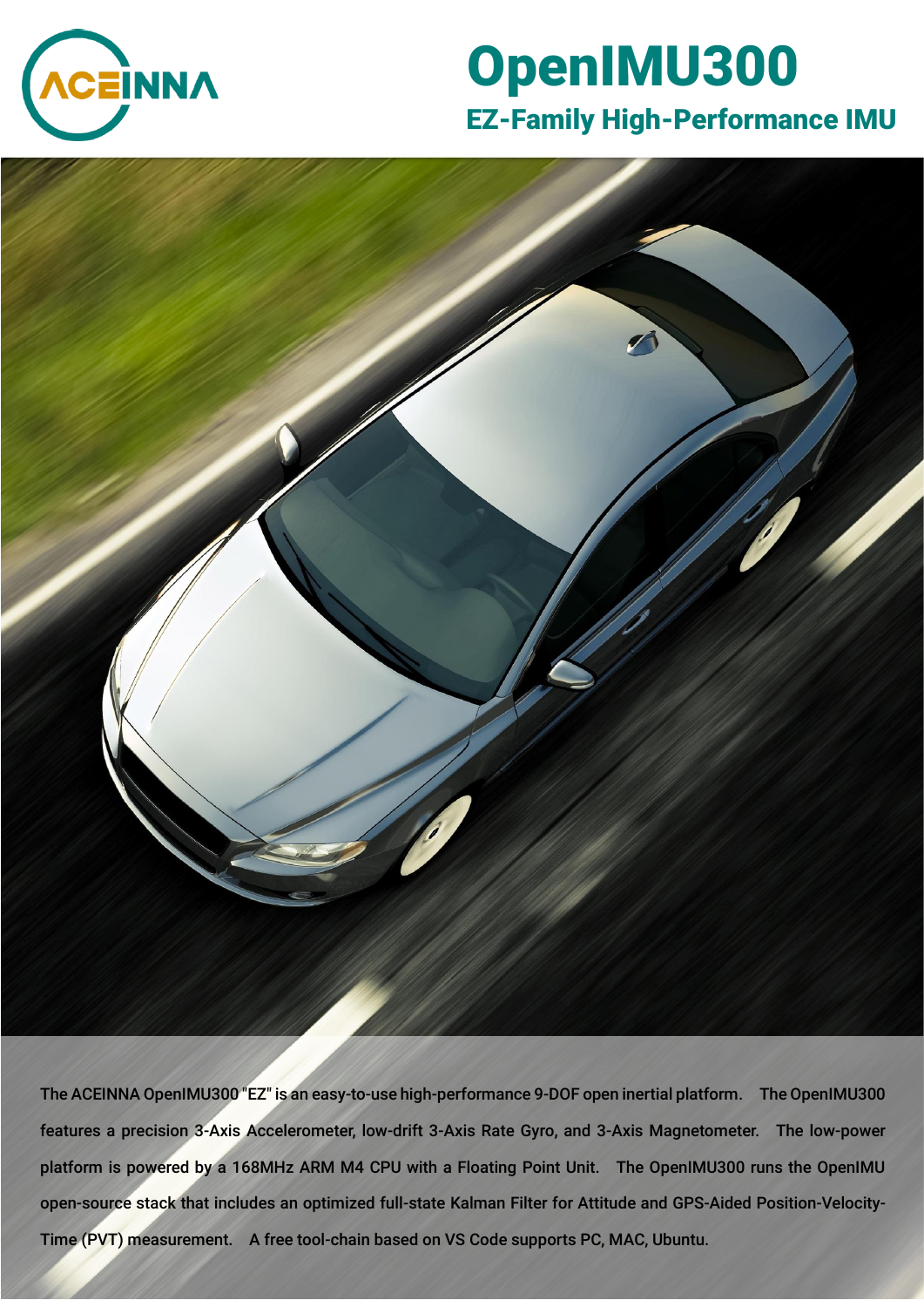# OpenIMU300

## EZ-Family High-Performance IMU

The ACEINNA OpenIMU300 "EZ" is an easy-to-use high-performance 9-DOF open inertial platform. The OpenIMU300 features a precision 3-Axis Accelerometer, low-drift 3-Axis Rate Gyro, and 3-Axis Magnetometer. The low-power platform is powered by a 168MHz ARM M4 CPU with a Floating Point Unit. The OpenIMU300 runs the OpenIMU open-source stack that includes an optimized full-state Kalman Filter for Attitude and GPS-Aided Position-Velocity-Time (PVT) measurement. A free tool-chain based on VS Code supports PC, MAC, Ubuntu.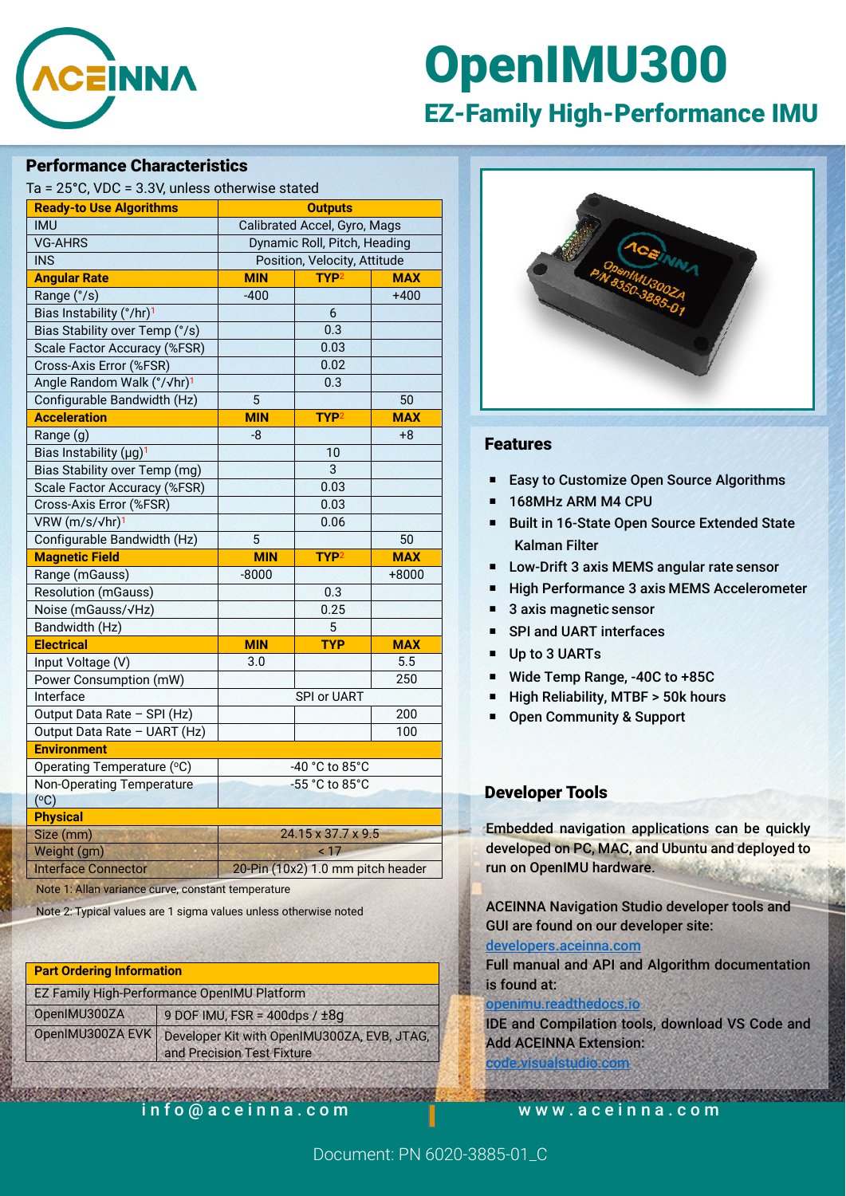# OpenIMU300

## EZ-Family High-Performance IMU

### Performance Characteristics

Ta = 25°C, VDC = 3.3V, unless otherwise stated

| Ready-to Use Algorithms | Outputs | | |
|---|---|---|---|
| IMU | Calibrated Accel, Gyro, Mags | | |
| VG-AHRS | Dynamic Roll, Pitch, Heading | | |
| INS | Position, Velocity, Attitude | | |
| **Angular Rate** | **MIN** | **TYP**[2] | **MAX** |
| Range (°/s) | -400 | | +400 |
| Bias Instability (°/hr)[1] | | 6 | |
| Bias Stability over Temp (°/s) | | 0.3 | |
| Scale Factor Accuracy (%FSR) | | 0.03 | |
| Cross-Axis Error (%FSR) | | 0.02 | |
| Angle Random Walk (°/√hr)[1] | | 0.3 | |
| Configurable Bandwidth (Hz) | 5 | | 50 |
| **Acceleration** | **MIN** | **TYP**[2] | **MAX** |
| Range (g) | -8 | | +8 |
| Bias Instability (μg)[1] | | 10 | |
| Bias Stability over Temp (mg) | | 3 | |
| Scale Factor Accuracy (%FSR) | | 0.03 | |
| Cross-Axis Error (%FSR) | | 0.03 | |
| VRW (m/s/√hr)[1] | | 0.06 | |
| Configurable Bandwidth (Hz) | 5 | | 50 |
| **Magnetic Field** | **MIN** | **TYP**[2] | **MAX** |
| Range (mGauss) | -8000 | | +8000 |
| Resolution (mGauss) | | 0.3 | |
| Noise (mGauss/√Hz) | | 0.25 | |
| Bandwidth (Hz) | | 5 | |
| **Electrical** | **MIN** | **TYP** | **MAX** |
| Input Voltage (V) | 3.0 | | 5.5 |
| Power Consumption (mW) | | | 250 |
| Interface | SPI or UART | | |
| Output Data Rate – SPI (Hz) | | | 200 |
| Output Data Rate – UART (Hz) | | | 100 |
| **Environment** | | | |
| Operating Temperature (°C) | -40 °C to 85°C | | |
| Non-Operating Temperature (°C) | -55 °C to 85°C | | |
| **Physical** | | | |
| Size (mm) | 24.15 x 37.7 x 9.5 | | |
| Weight (gm) | < 17 | | |
| Interface Connector | 20-Pin (10x2) 1.0 mm pitch header | | |

Note 1: Allan variance curve, constant temperature

Note 2: Typical values are 1 sigma values unless otherwise noted

| Part Ordering Information | |
|---|---|
| EZ Family High-Performance OpenIMU Platform | |
| OpenIMU300ZA | 9 DOF IMU, FSR = 400dps / ±8g |
| OpenIMU300ZA EVK | Developer Kit with OpenIMU300ZA, EVB, JTAG, and Precision Test Fixture |

### Features

- Easy to Customize Open Source Algorithms
- 168MHz ARM M4 CPU
- Built in 16-State Open Source Extended State Kalman Filter
- Low-Drift 3 axis MEMS angular rate sensor
- High Performance 3 axis MEMS Accelerometer
- 3 axis magnetic sensor
- SPI and UART interfaces
- Up to 3 UARTs
- Wide Temp Range, -40C to +85C
- High Reliability, MTBF > 50k hours
- Open Community & Support

### Developer Tools

Embedded navigation applications can be quickly developed on PC, MAC, and Ubuntu and deployed to run on OpenIMU hardware.

ACEINNA Navigation Studio developer tools and GUI are found on our developer site:
developers.aceinna.com

Full manual and API and Algorithm documentation is found at:
openimu.readthedocs.io

IDE and Compilation tools, download VS Code and Add ACEINNA Extension:
code.visualstudio.com

info@aceinna.com | www.aceinna.com

Document: PN 6020-3885-01_C